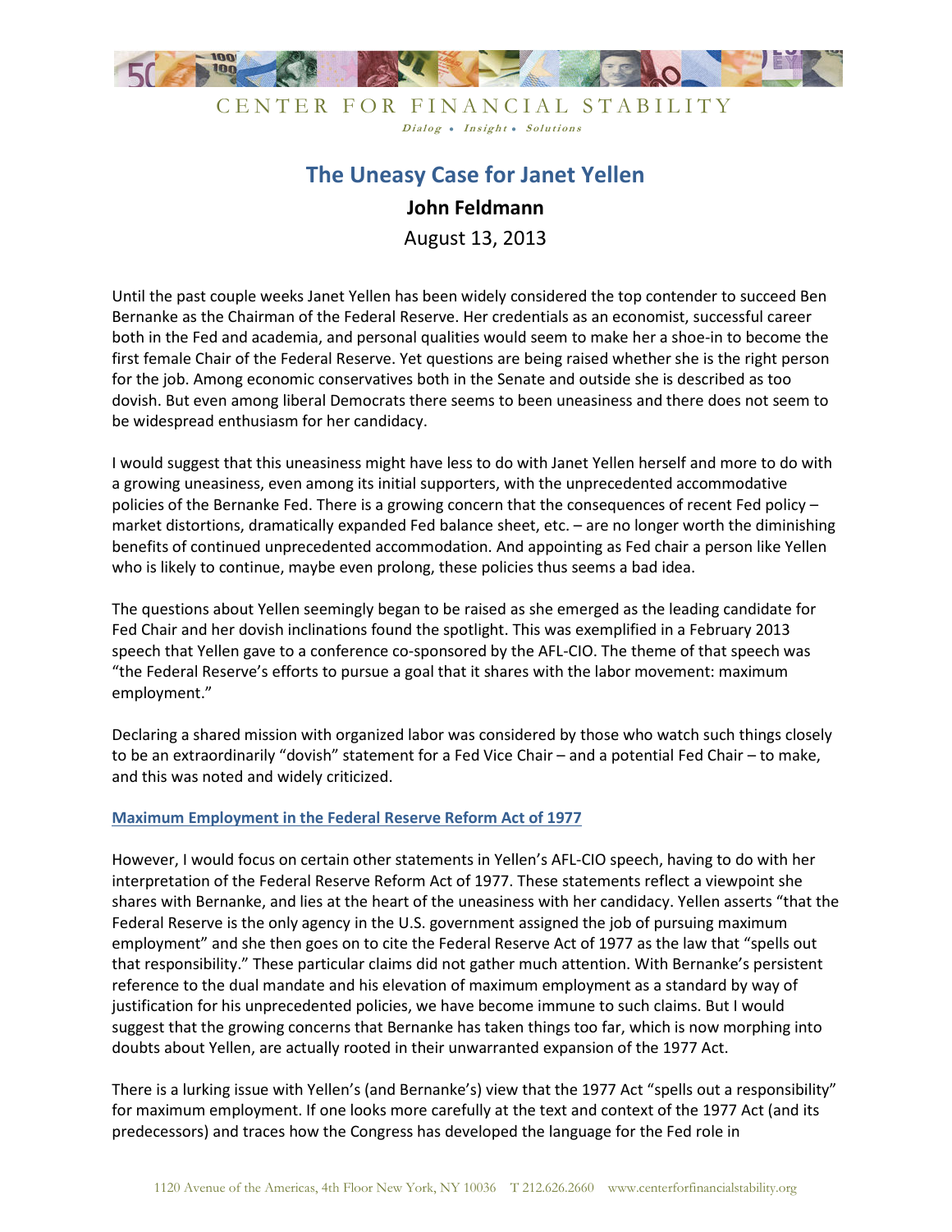# The Uneasy Case for Janet Yellen

**John Feldmann**

August 13, 2013

Until the past couple weeks Janet Yellen has been widely considered the top contender to succeed Ben Bernanke as the Chairman of the Federal Reserve. Her credentials as an economist, successful career both in the Fed and academia, and personal qualities would seem to make her a shoe-in to become the first female Chair of the Federal Reserve. Yet questions are being raised whether she is the right person for the job. Among economic conservatives both in the Senate and outside she is described as too dovish. But even among liberal Democrats there seems to been uneasiness and there does not seem to be widespread enthusiasm for her candidacy.

I would suggest that this uneasiness might have less to do with Janet Yellen herself and more to do with a growing uneasiness, even among its initial supporters, with the unprecedented accommodative policies of the Bernanke Fed. There is a growing concern that the consequences of recent Fed policy – market distortions, dramatically expanded Fed balance sheet, etc. – are no longer worth the diminishing benefits of continued unprecedented accommodation. And appointing as Fed chair a person like Yellen who is likely to continue, maybe even prolong, these policies thus seems a bad idea.

The questions about Yellen seemingly began to be raised as she emerged as the leading candidate for Fed Chair and her dovish inclinations found the spotlight. This was exemplified in a February 2013 speech that Yellen gave to a conference co-sponsored by the AFL-CIO. The theme of that speech was "the Federal Reserve's efforts to pursue a goal that it shares with the labor movement: maximum employment."

Declaring a shared mission with organized labor was considered by those who watch such things closely to be an extraordinarily "dovish" statement for a Fed Vice Chair – and a potential Fed Chair – to make, and this was noted and widely criticized.

## Maximum Employment in the Federal Reserve Reform Act of 1977

However, I would focus on certain other statements in Yellen's AFL-CIO speech, having to do with her interpretation of the Federal Reserve Reform Act of 1977. These statements reflect a viewpoint she shares with Bernanke, and lies at the heart of the uneasiness with her candidacy. Yellen asserts "that the Federal Reserve is the only agency in the U.S. government assigned the job of pursuing maximum employment" and she then goes on to cite the Federal Reserve Act of 1977 as the law that "spells out that responsibility." These particular claims did not gather much attention. With Bernanke's persistent reference to the dual mandate and his elevation of maximum employment as a standard by way of justification for his unprecedented policies, we have become immune to such claims. But I would suggest that the growing concerns that Bernanke has taken things too far, which is now morphing into doubts about Yellen, are actually rooted in their unwarranted expansion of the 1977 Act.

There is a lurking issue with Yellen's (and Bernanke's) view that the 1977 Act "spells out a responsibility" for maximum employment. If one looks more carefully at the text and context of the 1977 Act (and its predecessors) and traces how the Congress has developed the language for the Fed role in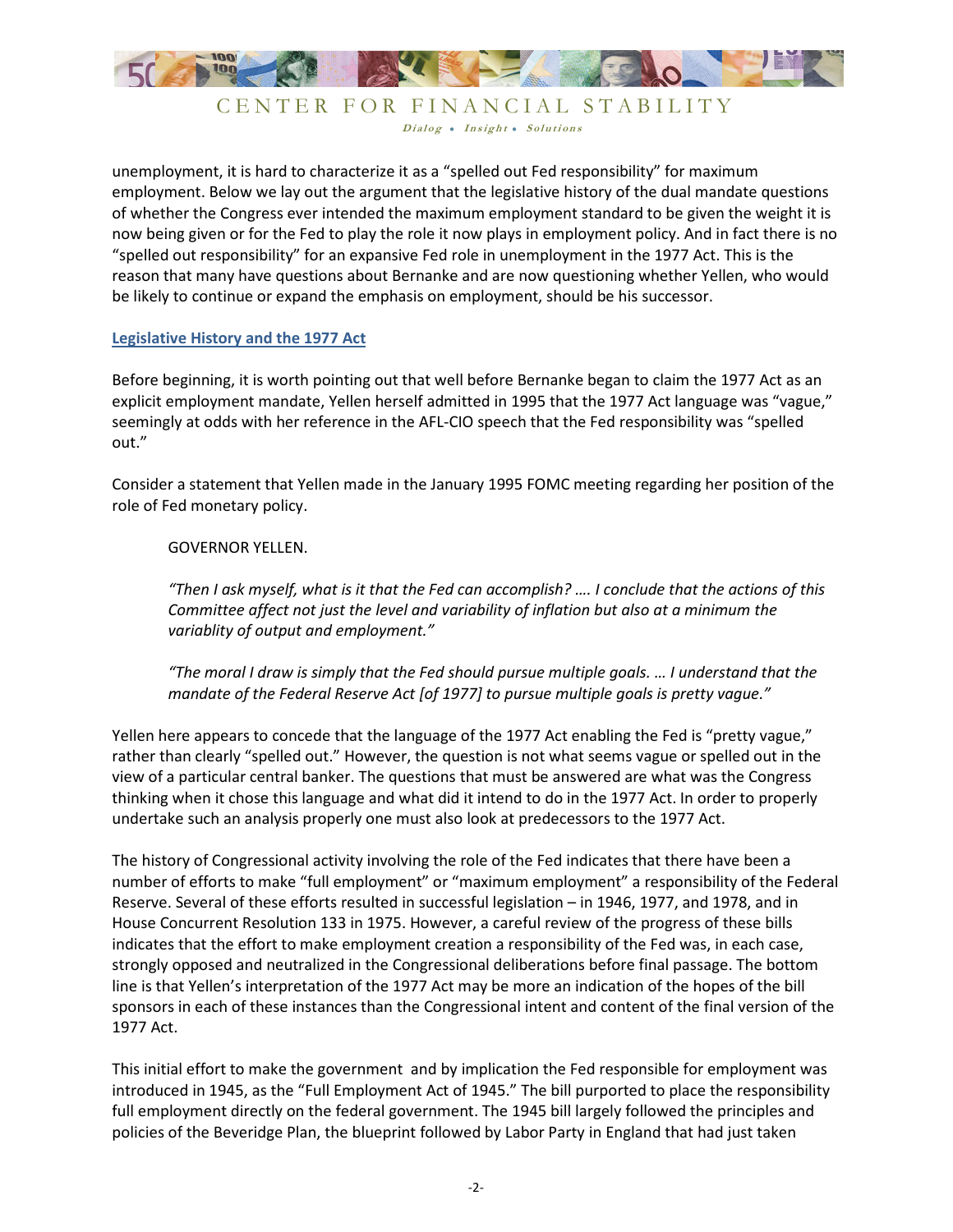unemployment, it is hard to characterize it as a "spelled out Fed responsibility" for maximum employment. Below we lay out the argument that the legislative history of the dual mandate questions of whether the Congress ever intended the maximum employment standard to be given the weight it is now being given or for the Fed to play the role it now plays in employment policy. And in fact there is no "spelled out responsibility" for an expansive Fed role in unemployment in the 1977 Act. This is the reason that many have questions about Bernanke and are now questioning whether Yellen, who would be likely to continue or expand the emphasis on employment, should be his successor.

## Legislative History and the 1977 Act

Before beginning, it is worth pointing out that well before Bernanke began to claim the 1977 Act as an explicit employment mandate, Yellen herself admitted in 1995 that the 1977 Act language was "vague," seemingly at odds with her reference in the AFL-CIO speech that the Fed responsibility was "spelled out."

Consider a statement that Yellen made in the January 1995 FOMC meeting regarding her position of the role of Fed monetary policy.

> GOVERNOR YELLEN.
>
> *"Then I ask myself, what is it that the Fed can accomplish? …. I conclude that the actions of this Committee affect not just the level and variability of inflation but also at a minimum the variablity of output and employment."*
>
> *"The moral I draw is simply that the Fed should pursue multiple goals. … I understand that the mandate of the Federal Reserve Act [of 1977] to pursue multiple goals is pretty vague."*

Yellen here appears to concede that the language of the 1977 Act enabling the Fed is "pretty vague," rather than clearly "spelled out." However, the question is not what seems vague or spelled out in the view of a particular central banker. The questions that must be answered are what was the Congress thinking when it chose this language and what did it intend to do in the 1977 Act. In order to properly undertake such an analysis properly one must also look at predecessors to the 1977 Act.

The history of Congressional activity involving the role of the Fed indicates that there have been a number of efforts to make "full employment" or "maximum employment" a responsibility of the Federal Reserve. Several of these efforts resulted in successful legislation – in 1946, 1977, and 1978, and in House Concurrent Resolution 133 in 1975. However, a careful review of the progress of these bills indicates that the effort to make employment creation a responsibility of the Fed was, in each case, strongly opposed and neutralized in the Congressional deliberations before final passage. The bottom line is that Yellen's interpretation of the 1977 Act may be more an indication of the hopes of the bill sponsors in each of these instances than the Congressional intent and content of the final version of the 1977 Act.

This initial effort to make the government and by implication the Fed responsible for employment was introduced in 1945, as the "Full Employment Act of 1945." The bill purported to place the responsibility full employment directly on the federal government. The 1945 bill largely followed the principles and policies of the Beveridge Plan, the blueprint followed by Labor Party in England that had just taken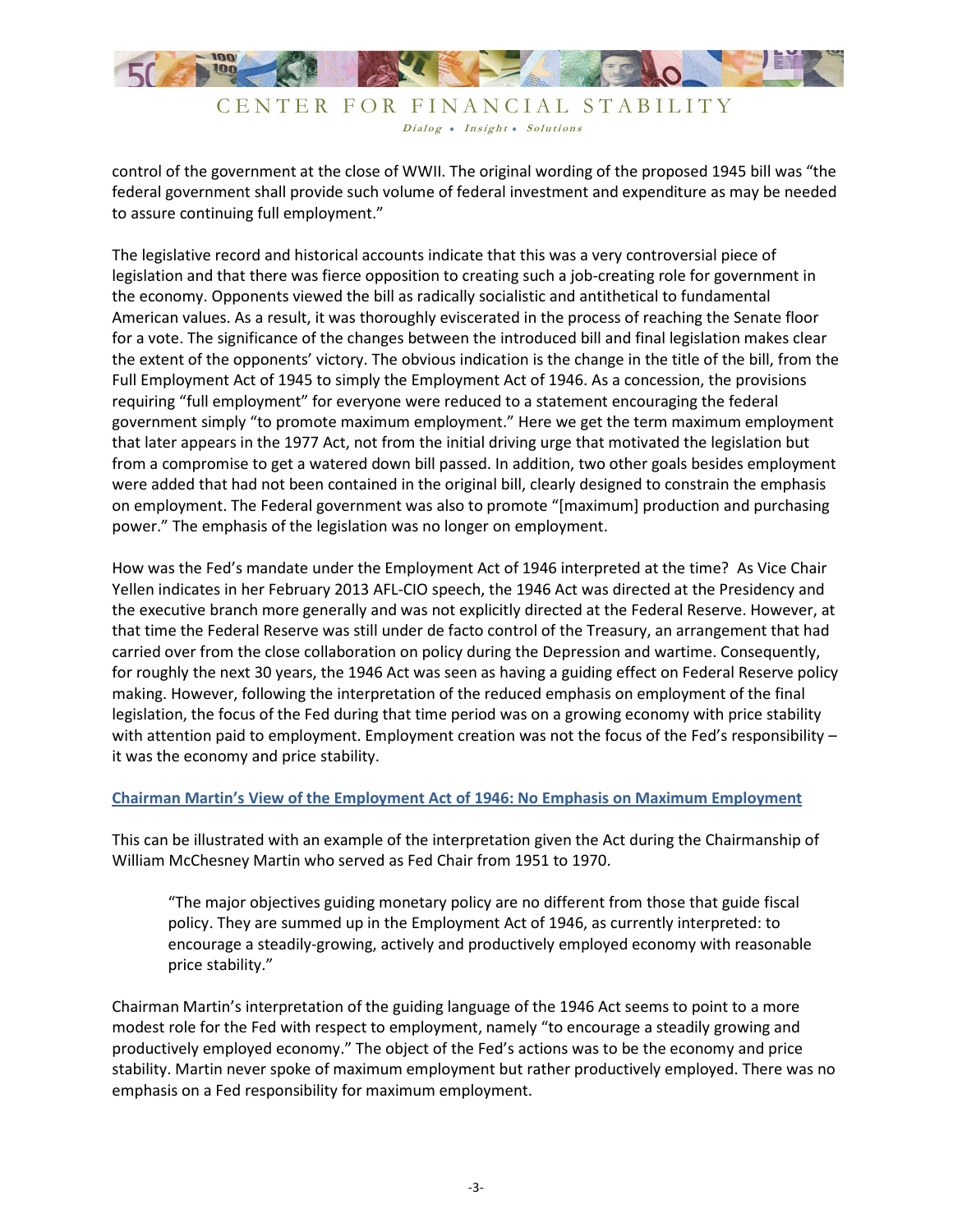control of the government at the close of WWII. The original wording of the proposed 1945 bill was "the federal government shall provide such volume of federal investment and expenditure as may be needed to assure continuing full employment."

The legislative record and historical accounts indicate that this was a very controversial piece of legislation and that there was fierce opposition to creating such a job-creating role for government in the economy. Opponents viewed the bill as radically socialistic and antithetical to fundamental American values. As a result, it was thoroughly eviscerated in the process of reaching the Senate floor for a vote. The significance of the changes between the introduced bill and final legislation makes clear the extent of the opponents' victory. The obvious indication is the change in the title of the bill, from the Full Employment Act of 1945 to simply the Employment Act of 1946. As a concession, the provisions requiring "full employment" for everyone were reduced to a statement encouraging the federal government simply "to promote maximum employment." Here we get the term maximum employment that later appears in the 1977 Act, not from the initial driving urge that motivated the legislation but from a compromise to get a watered down bill passed. In addition, two other goals besides employment were added that had not been contained in the original bill, clearly designed to constrain the emphasis on employment. The Federal government was also to promote "[maximum] production and purchasing power." The emphasis of the legislation was no longer on employment.

How was the Fed's mandate under the Employment Act of 1946 interpreted at the time? As Vice Chair Yellen indicates in her February 2013 AFL-CIO speech, the 1946 Act was directed at the Presidency and the executive branch more generally and was not explicitly directed at the Federal Reserve. However, at that time the Federal Reserve was still under de facto control of the Treasury, an arrangement that had carried over from the close collaboration on policy during the Depression and wartime. Consequently, for roughly the next 30 years, the 1946 Act was seen as having a guiding effect on Federal Reserve policy making. However, following the interpretation of the reduced emphasis on employment of the final legislation, the focus of the Fed during that time period was on a growing economy with price stability with attention paid to employment. Employment creation was not the focus of the Fed's responsibility – it was the economy and price stability.

## Chairman Martin's View of the Employment Act of 1946: No Emphasis on Maximum Employment

This can be illustrated with an example of the interpretation given the Act during the Chairmanship of William McChesney Martin who served as Fed Chair from 1951 to 1970.

> "The major objectives guiding monetary policy are no different from those that guide fiscal policy. They are summed up in the Employment Act of 1946, as currently interpreted: to encourage a steadily-growing, actively and productively employed economy with reasonable price stability."

Chairman Martin's interpretation of the guiding language of the 1946 Act seems to point to a more modest role for the Fed with respect to employment, namely "to encourage a steadily growing and productively employed economy." The object of the Fed's actions was to be the economy and price stability. Martin never spoke of maximum employment but rather productively employed. There was no emphasis on a Fed responsibility for maximum employment.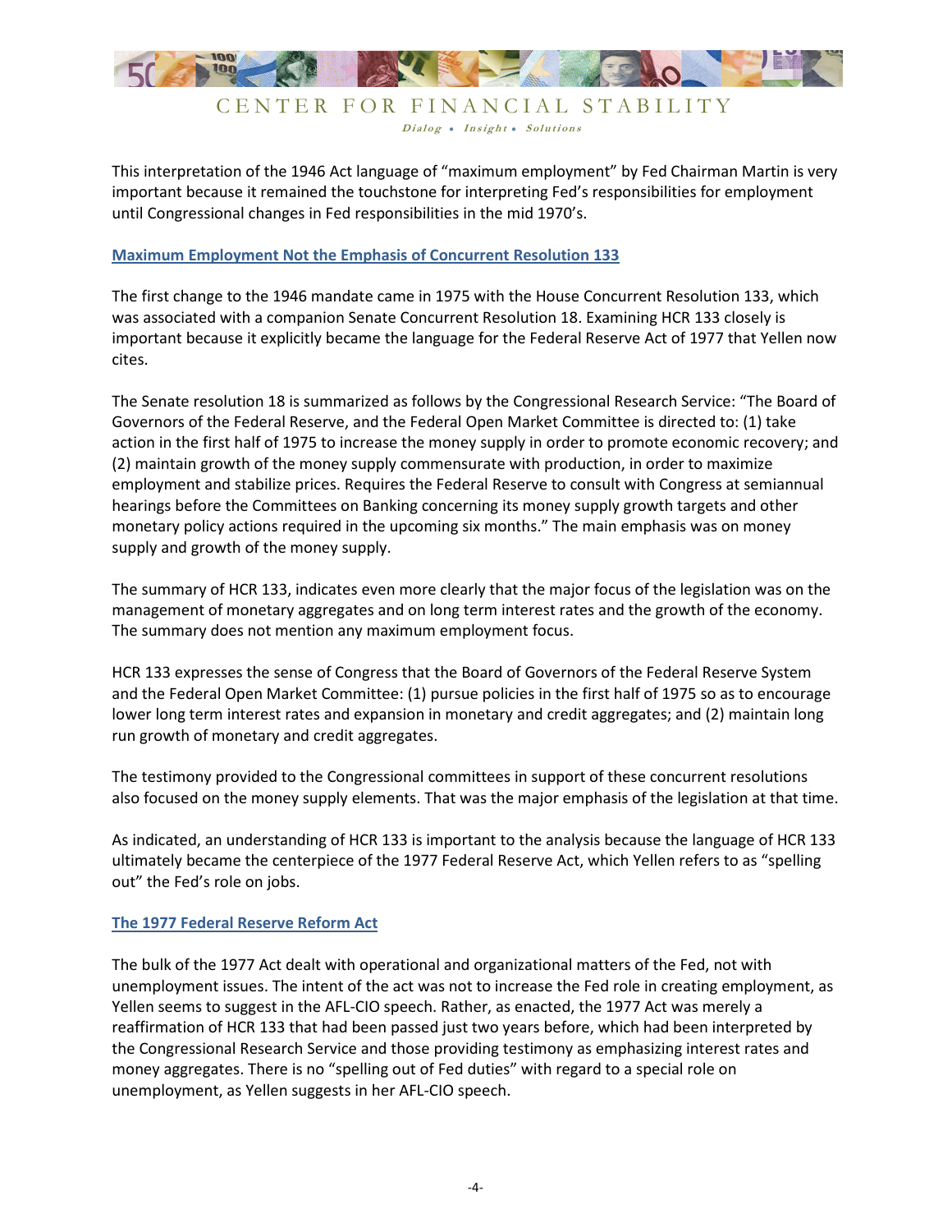This interpretation of the 1946 Act language of "maximum employment" by Fed Chairman Martin is very important because it remained the touchstone for interpreting Fed's responsibilities for employment until Congressional changes in Fed responsibilities in the mid 1970's.

## Maximum Employment Not the Emphasis of Concurrent Resolution 133

The first change to the 1946 mandate came in 1975 with the House Concurrent Resolution 133, which was associated with a companion Senate Concurrent Resolution 18. Examining HCR 133 closely is important because it explicitly became the language for the Federal Reserve Act of 1977 that Yellen now cites.

The Senate resolution 18 is summarized as follows by the Congressional Research Service: "The Board of Governors of the Federal Reserve, and the Federal Open Market Committee is directed to: (1) take action in the first half of 1975 to increase the money supply in order to promote economic recovery; and (2) maintain growth of the money supply commensurate with production, in order to maximize employment and stabilize prices. Requires the Federal Reserve to consult with Congress at semiannual hearings before the Committees on Banking concerning its money supply growth targets and other monetary policy actions required in the upcoming six months." The main emphasis was on money supply and growth of the money supply.

The summary of HCR 133, indicates even more clearly that the major focus of the legislation was on the management of monetary aggregates and on long term interest rates and the growth of the economy. The summary does not mention any maximum employment focus.

HCR 133 expresses the sense of Congress that the Board of Governors of the Federal Reserve System and the Federal Open Market Committee: (1) pursue policies in the first half of 1975 so as to encourage lower long term interest rates and expansion in monetary and credit aggregates; and (2) maintain long run growth of monetary and credit aggregates.

The testimony provided to the Congressional committees in support of these concurrent resolutions also focused on the money supply elements. That was the major emphasis of the legislation at that time.

As indicated, an understanding of HCR 133 is important to the analysis because the language of HCR 133 ultimately became the centerpiece of the 1977 Federal Reserve Act, which Yellen refers to as "spelling out" the Fed's role on jobs.

## The 1977 Federal Reserve Reform Act

The bulk of the 1977 Act dealt with operational and organizational matters of the Fed, not with unemployment issues. The intent of the act was not to increase the Fed role in creating employment, as Yellen seems to suggest in the AFL-CIO speech. Rather, as enacted, the 1977 Act was merely a reaffirmation of HCR 133 that had been passed just two years before, which had been interpreted by the Congressional Research Service and those providing testimony as emphasizing interest rates and money aggregates. There is no "spelling out of Fed duties" with regard to a special role on unemployment, as Yellen suggests in her AFL-CIO speech.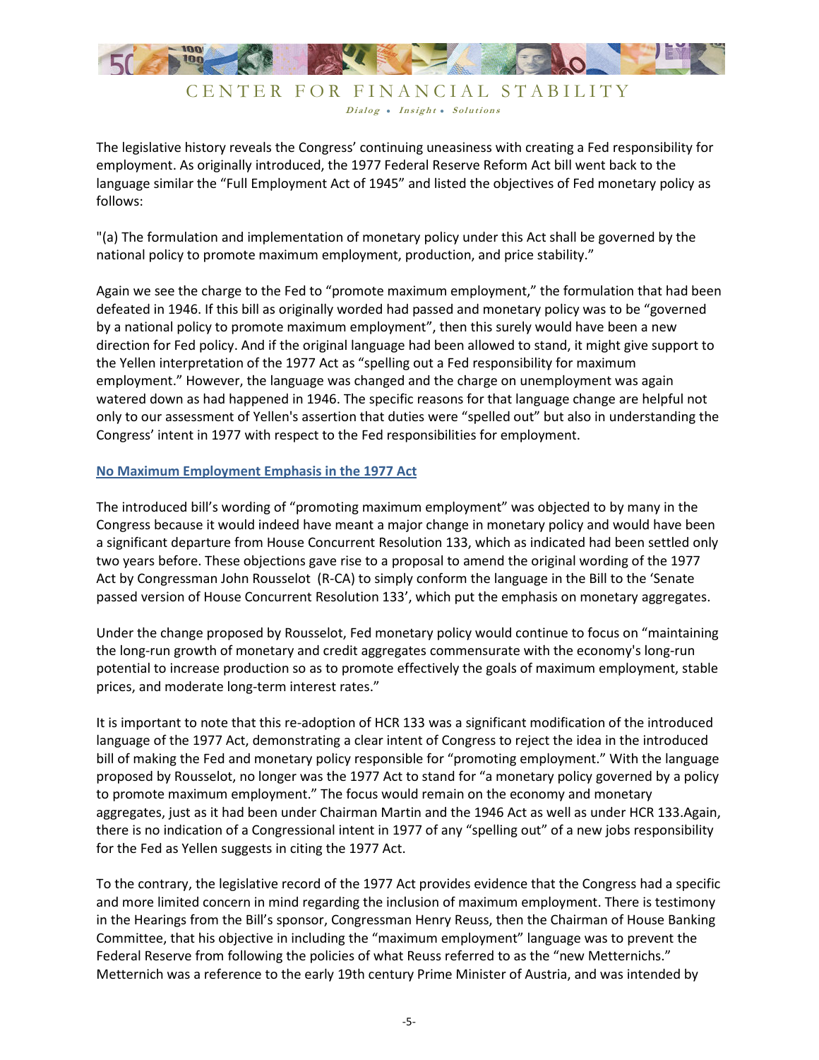The legislative history reveals the Congress' continuing uneasiness with creating a Fed responsibility for employment. As originally introduced, the 1977 Federal Reserve Reform Act bill went back to the language similar the "Full Employment Act of 1945" and listed the objectives of Fed monetary policy as follows:

"(a) The formulation and implementation of monetary policy under this Act shall be governed by the national policy to promote maximum employment, production, and price stability."

Again we see the charge to the Fed to "promote maximum employment," the formulation that had been defeated in 1946. If this bill as originally worded had passed and monetary policy was to be "governed by a national policy to promote maximum employment", then this surely would have been a new direction for Fed policy. And if the original language had been allowed to stand, it might give support to the Yellen interpretation of the 1977 Act as "spelling out a Fed responsibility for maximum employment." However, the language was changed and the charge on unemployment was again watered down as had happened in 1946. The specific reasons for that language change are helpful not only to our assessment of Yellen's assertion that duties were "spelled out" but also in understanding the Congress' intent in 1977 with respect to the Fed responsibilities for employment.

## No Maximum Employment Emphasis in the 1977 Act

The introduced bill's wording of "promoting maximum employment" was objected to by many in the Congress because it would indeed have meant a major change in monetary policy and would have been a significant departure from House Concurrent Resolution 133, which as indicated had been settled only two years before. These objections gave rise to a proposal to amend the original wording of the 1977 Act by Congressman John Rousselot (R-CA) to simply conform the language in the Bill to the 'Senate passed version of House Concurrent Resolution 133', which put the emphasis on monetary aggregates.

Under the change proposed by Rousselot, Fed monetary policy would continue to focus on "maintaining the long-run growth of monetary and credit aggregates commensurate with the economy's long-run potential to increase production so as to promote effectively the goals of maximum employment, stable prices, and moderate long-term interest rates."

It is important to note that this re-adoption of HCR 133 was a significant modification of the introduced language of the 1977 Act, demonstrating a clear intent of Congress to reject the idea in the introduced bill of making the Fed and monetary policy responsible for "promoting employment." With the language proposed by Rousselot, no longer was the 1977 Act to stand for "a monetary policy governed by a policy to promote maximum employment." The focus would remain on the economy and monetary aggregates, just as it had been under Chairman Martin and the 1946 Act as well as under HCR 133.Again, there is no indication of a Congressional intent in 1977 of any "spelling out" of a new jobs responsibility for the Fed as Yellen suggests in citing the 1977 Act.

To the contrary, the legislative record of the 1977 Act provides evidence that the Congress had a specific and more limited concern in mind regarding the inclusion of maximum employment. There is testimony in the Hearings from the Bill's sponsor, Congressman Henry Reuss, then the Chairman of House Banking Committee, that his objective in including the "maximum employment" language was to prevent the Federal Reserve from following the policies of what Reuss referred to as the "new Metternichs." Metternich was a reference to the early 19th century Prime Minister of Austria, and was intended by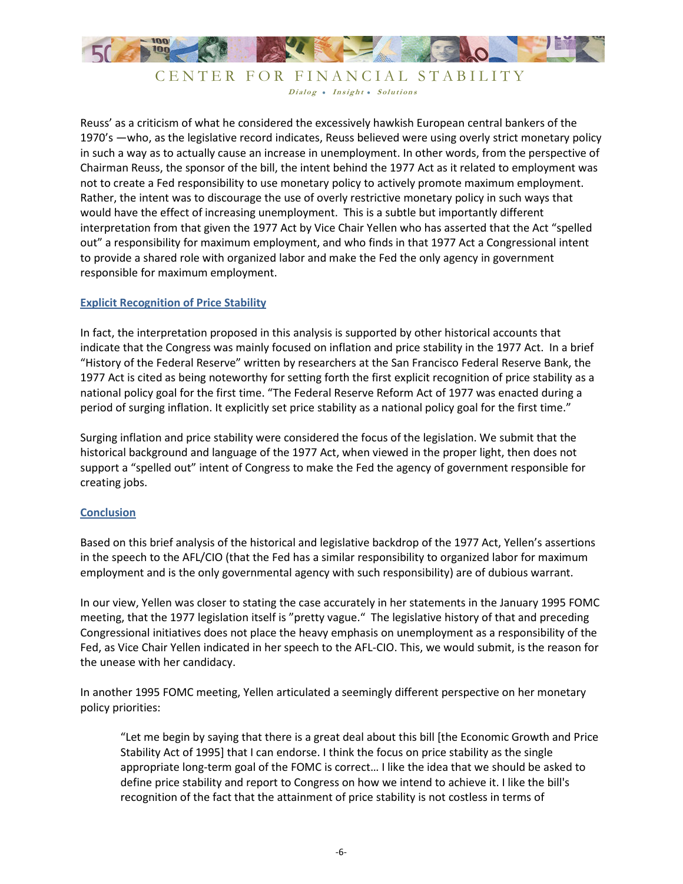Reuss' as a criticism of what he considered the excessively hawkish European central bankers of the 1970's —who, as the legislative record indicates, Reuss believed were using overly strict monetary policy in such a way as to actually cause an increase in unemployment. In other words, from the perspective of Chairman Reuss, the sponsor of the bill, the intent behind the 1977 Act as it related to employment was not to create a Fed responsibility to use monetary policy to actively promote maximum employment. Rather, the intent was to discourage the use of overly restrictive monetary policy in such ways that would have the effect of increasing unemployment. This is a subtle but importantly different interpretation from that given the 1977 Act by Vice Chair Yellen who has asserted that the Act "spelled out" a responsibility for maximum employment, and who finds in that 1977 Act a Congressional intent to provide a shared role with organized labor and make the Fed the only agency in government responsible for maximum employment.

## Explicit Recognition of Price Stability

In fact, the interpretation proposed in this analysis is supported by other historical accounts that indicate that the Congress was mainly focused on inflation and price stability in the 1977 Act. In a brief "History of the Federal Reserve" written by researchers at the San Francisco Federal Reserve Bank, the 1977 Act is cited as being noteworthy for setting forth the first explicit recognition of price stability as a national policy goal for the first time. "The Federal Reserve Reform Act of 1977 was enacted during a period of surging inflation. It explicitly set price stability as a national policy goal for the first time."

Surging inflation and price stability were considered the focus of the legislation. We submit that the historical background and language of the 1977 Act, when viewed in the proper light, then does not support a "spelled out" intent of Congress to make the Fed the agency of government responsible for creating jobs.

## Conclusion

Based on this brief analysis of the historical and legislative backdrop of the 1977 Act, Yellen's assertions in the speech to the AFL/CIO (that the Fed has a similar responsibility to organized labor for maximum employment and is the only governmental agency with such responsibility) are of dubious warrant.

In our view, Yellen was closer to stating the case accurately in her statements in the January 1995 FOMC meeting, that the 1977 legislation itself is "pretty vague." The legislative history of that and preceding Congressional initiatives does not place the heavy emphasis on unemployment as a responsibility of the Fed, as Vice Chair Yellen indicated in her speech to the AFL-CIO. This, we would submit, is the reason for the unease with her candidacy.

In another 1995 FOMC meeting, Yellen articulated a seemingly different perspective on her monetary policy priorities:

> "Let me begin by saying that there is a great deal about this bill [the Economic Growth and Price Stability Act of 1995] that I can endorse. I think the focus on price stability as the single appropriate long-term goal of the FOMC is correct… I like the idea that we should be asked to define price stability and report to Congress on how we intend to achieve it. I like the bill's recognition of the fact that the attainment of price stability is not costless in terms of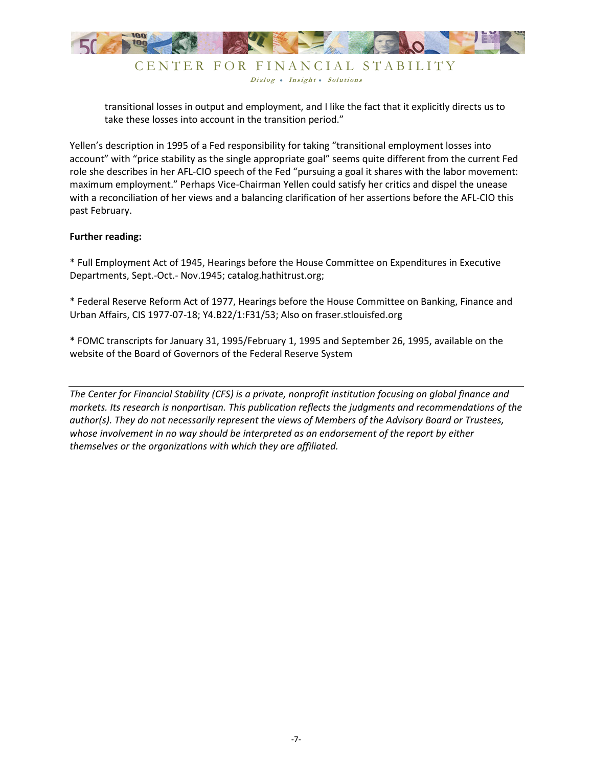transitional losses in output and employment, and I like the fact that it explicitly directs us to take these losses into account in the transition period."

Yellen's description in 1995 of a Fed responsibility for taking "transitional employment losses into account" with "price stability as the single appropriate goal" seems quite different from the current Fed role she describes in her AFL-CIO speech of the Fed "pursuing a goal it shares with the labor movement: maximum employment." Perhaps Vice-Chairman Yellen could satisfy her critics and dispel the unease with a reconciliation of her views and a balancing clarification of her assertions before the AFL-CIO this past February.

**Further reading:**

* Full Employment Act of 1945, Hearings before the House Committee on Expenditures in Executive Departments, Sept.-Oct.- Nov.1945; catalog.hathitrust.org;

* Federal Reserve Reform Act of 1977, Hearings before the House Committee on Banking, Finance and Urban Affairs, CIS 1977-07-18; Y4.B22/1:F31/53; Also on fraser.stlouisfed.org

* FOMC transcripts for January 31, 1995/February 1, 1995 and September 26, 1995, available on the website of the Board of Governors of the Federal Reserve System

---

*The Center for Financial Stability (CFS) is a private, nonprofit institution focusing on global finance and markets. Its research is nonpartisan. This publication reflects the judgments and recommendations of the author(s). They do not necessarily represent the views of Members of the Advisory Board or Trustees, whose involvement in no way should be interpreted as an endorsement of the report by either themselves or the organizations with which they are affiliated.*